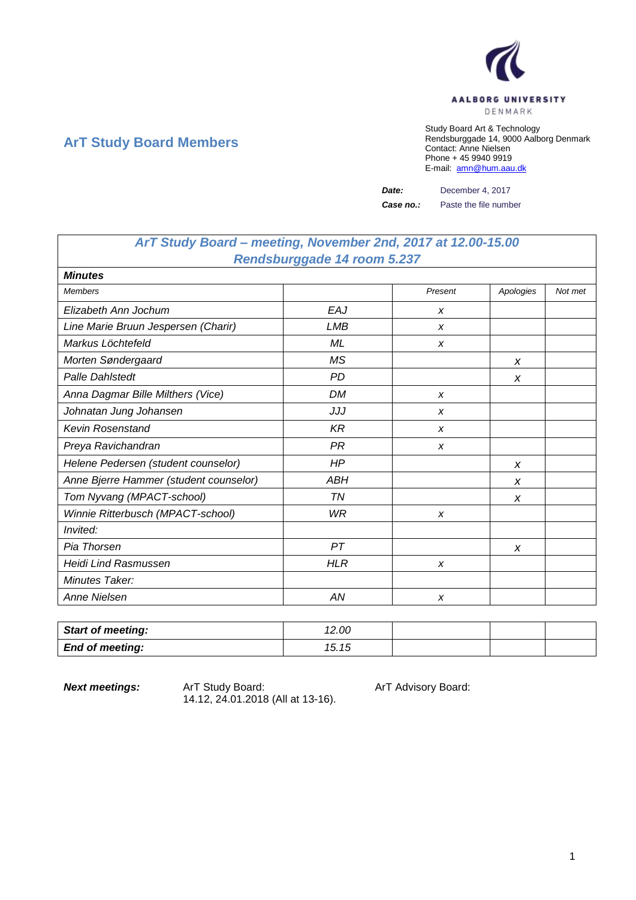## ArT Study Board Members

Study Board Art & Technology
Rendsburggade 14, 9000 Aalborg Denmark
Contact: Anne Nielsen
Phone + 45 9940 9919
E-mail: amn@hum.aau.dk

***Date:*** December 4, 2017

***Case no.:*** Paste the file number

| *ArT Study Board – meeting, November 2nd, 2017 at 12.00-15.00 Rendsburggade 14 room 5.237* | | | | |
|---|---|---|---|---|
| ***Minutes*** | | | | |
| *Members* | | *Present* | *Apologies* | *Not met* |
| *Elizabeth Ann Jochum* | *EAJ* | *x* | | |
| *Line Marie Bruun Jespersen (Charir)* | *LMB* | *x* | | |
| *Markus Löchtefeld* | *ML* | *x* | | |
| *Morten Søndergaard* | *MS* | | *x* | |
| *Palle Dahlstedt* | *PD* | | *x* | |
| *Anna Dagmar Bille Milthers (Vice)* | *DM* | *x* | | |
| *Johnatan Jung Johansen* | *JJJ* | *x* | | |
| *Kevin Rosenstand* | *KR* | *x* | | |
| *Preya Ravichandran* | *PR* | *x* | | |
| *Helene Pedersen (student counselor)* | *HP* | | *x* | |
| *Anne Bjerre Hammer (student counselor)* | *ABH* | | *x* | |
| *Tom Nyvang (MPACT-school)* | *TN* | | *x* | |
| *Winnie Ritterbusch (MPACT-school)* | *WR* | *x* | | |
| *Invited:* | | | | |
| *Pia Thorsen* | *PT* | | *x* | |
| *Heidi Lind Rasmussen* | *HLR* | *x* | | |
| *Minutes Taker:* | | | | |
| *Anne Nielsen* | *AN* | *x* | | |

| ***Start of meeting:*** | *12.00* | | | |
|---|---|---|---|---|
| ***End of meeting:*** | *15.15* | | | |

***Next meetings:*** ArT Study Board: 14.12, 24.01.2018 (All at 13-16). ArT Advisory Board: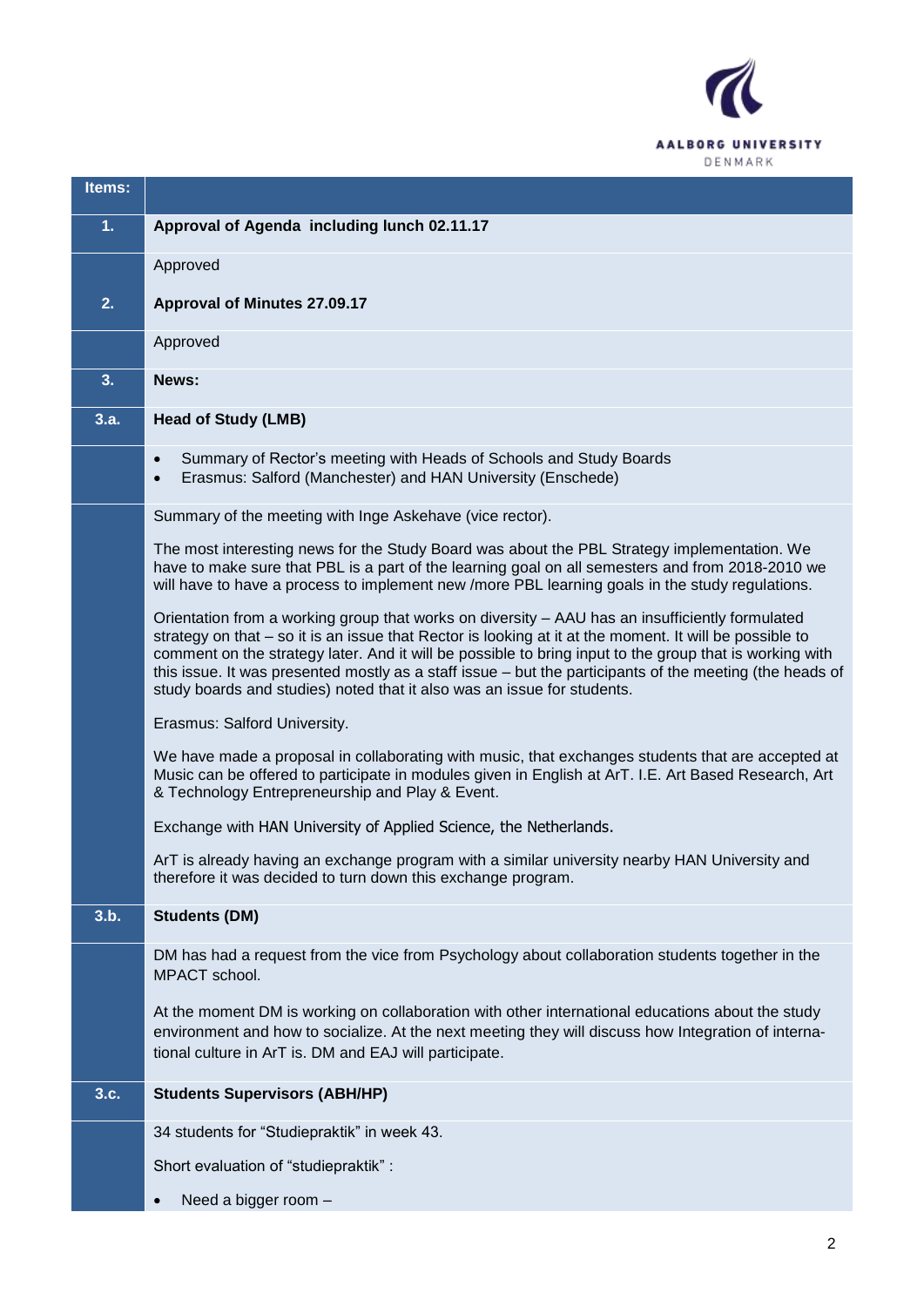| Items: | |
|---|---|
| **1.** | **Approval of Agenda including lunch 02.11.17** |
| | Approved |
| **2.** | **Approval of Minutes 27.09.17** |
| | Approved |
| **3.** | **News:** |
| **3.a.** | **Head of Study (LMB)** |
| | • Summary of Rector's meeting with Heads of Schools and Study Boards<br>• Erasmus: Salford (Manchester) and HAN University (Enschede) |
| | Summary of the meeting with Inge Askehave (vice rector).<br><br>The most interesting news for the Study Board was about the PBL Strategy implementation. We have to make sure that PBL is a part of the learning goal on all semesters and from 2018-2010 we will have to have a process to implement new /more PBL learning goals in the study regulations.<br><br>Orientation from a working group that works on diversity – AAU has an insufficiently formulated strategy on that – so it is an issue that Rector is looking at it at the moment. It will be possible to comment on the strategy later. And it will be possible to bring input to the group that is working with this issue. It was presented mostly as a staff issue – but the participants of the meeting (the heads of study boards and studies) noted that it also was an issue for students.<br><br>Erasmus: Salford University.<br><br>We have made a proposal in collaborating with music, that exchanges students that are accepted at Music can be offered to participate in modules given in English at ArT. I.E. Art Based Research, Art & Technology Entrepreneurship and Play & Event.<br><br>Exchange with HAN University of Applied Science, the Netherlands.<br><br>ArT is already having an exchange program with a similar university nearby HAN University and therefore it was decided to turn down this exchange program. |
| **3.b.** | **Students (DM)** |
| | DM has had a request from the vice from Psychology about collaboration students together in the MPACT school.<br><br>At the moment DM is working on collaboration with other international educations about the study environment and how to socialize. At the next meeting they will discuss how Integration of international culture in ArT is. DM and EAJ will participate. |
| **3.c.** | **Students Supervisors (ABH/HP)** |
| | 34 students for "Studiepraktik" in week 43.<br><br>Short evaluation of "studiepraktik" :<br><br>• Need a bigger room – |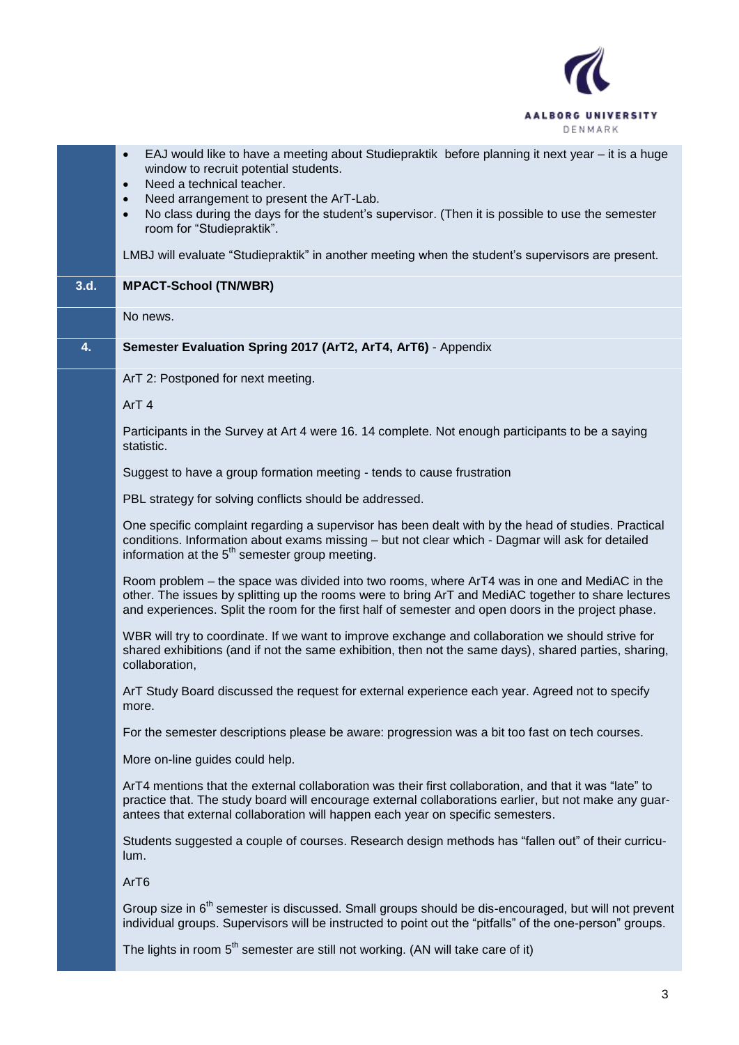- EAJ would like to have a meeting about Studiepraktik before planning it next year – it is a huge window to recruit potential students.
- Need a technical teacher.
- Need arrangement to present the ArT-Lab.
- No class during the days for the student's supervisor. (Then it is possible to use the semester room for "Studiepraktik".

LMBJ will evaluate "Studiepraktik" in another meeting when the student's supervisors are present.

**3.d. MPACT-School (TN/WBR)**

No news.

**4. Semester Evaluation Spring 2017 (ArT2, ArT4, ArT6)** - Appendix

ArT 2: Postponed for next meeting.

ArT 4

Participants in the Survey at Art 4 were 16. 14 complete. Not enough participants to be a saying statistic.

Suggest to have a group formation meeting - tends to cause frustration

PBL strategy for solving conflicts should be addressed.

One specific complaint regarding a supervisor has been dealt with by the head of studies. Practical conditions. Information about exams missing – but not clear which - Dagmar will ask for detailed information at the 5th semester group meeting.

Room problem – the space was divided into two rooms, where ArT4 was in one and MediAC in the other. The issues by splitting up the rooms were to bring ArT and MediAC together to share lectures and experiences. Split the room for the first half of semester and open doors in the project phase.

WBR will try to coordinate. If we want to improve exchange and collaboration we should strive for shared exhibitions (and if not the same exhibition, then not the same days), shared parties, sharing, collaboration,

ArT Study Board discussed the request for external experience each year. Agreed not to specify more.

For the semester descriptions please be aware: progression was a bit too fast on tech courses.

More on-line guides could help.

ArT4 mentions that the external collaboration was their first collaboration, and that it was "late" to practice that. The study board will encourage external collaborations earlier, but not make any guarantees that external collaboration will happen each year on specific semesters.

Students suggested a couple of courses. Research design methods has "fallen out" of their curriculum.

ArT6

Group size in 6th semester is discussed. Small groups should be dis-encouraged, but will not prevent individual groups. Supervisors will be instructed to point out the "pitfalls" of the one-person" groups.

The lights in room 5th semester are still not working. (AN will take care of it)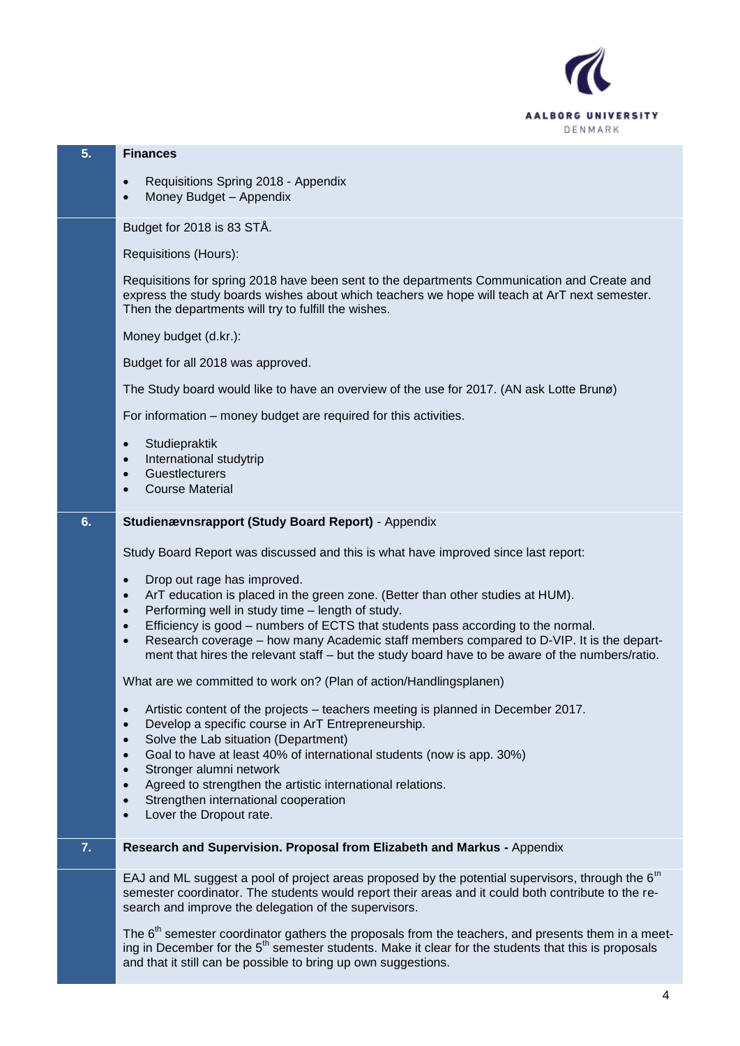## 5. Finances

- Requisitions Spring 2018 - Appendix
- Money Budget – Appendix

Budget for 2018 is 83 STÅ.

Requisitions (Hours):

Requisitions for spring 2018 have been sent to the departments Communication and Create and express the study boards wishes about which teachers we hope will teach at ArT next semester. Then the departments will try to fulfill the wishes.

Money budget (d.kr.):

Budget for all 2018 was approved.

The Study board would like to have an overview of the use for 2017. (AN ask Lotte Brunø)

For information – money budget are required for this activities.

- Studiepraktik
- International studytrip
- Guestlecturers
- Course Material

## 6. Studienævnsrapport (Study Board Report) - Appendix

Study Board Report was discussed and this is what have improved since last report:

- Drop out rage has improved.
- ArT education is placed in the green zone. (Better than other studies at HUM).
- Performing well in study time – length of study.
- Efficiency is good – numbers of ECTS that students pass according to the normal.
- Research coverage – how many Academic staff members compared to D-VIP. It is the department that hires the relevant staff – but the study board have to be aware of the numbers/ratio.

What are we committed to work on? (Plan of action/Handlingsplanen)

- Artistic content of the projects – teachers meeting is planned in December 2017.
- Develop a specific course in ArT Entrepreneurship.
- Solve the Lab situation (Department)
- Goal to have at least 40% of international students (now is app. 30%)
- Stronger alumni network
- Agreed to strengthen the artistic international relations.
- Strengthen international cooperation
- Lover the Dropout rate.

## 7. Research and Supervision. Proposal from Elizabeth and Markus - Appendix

EAJ and ML suggest a pool of project areas proposed by the potential supervisors, through the 6th semester coordinator. The students would report their areas and it could both contribute to the research and improve the delegation of the supervisors.

The 6th semester coordinator gathers the proposals from the teachers, and presents them in a meeting in December for the 5th semester students. Make it clear for the students that this is proposals and that it still can be possible to bring up own suggestions.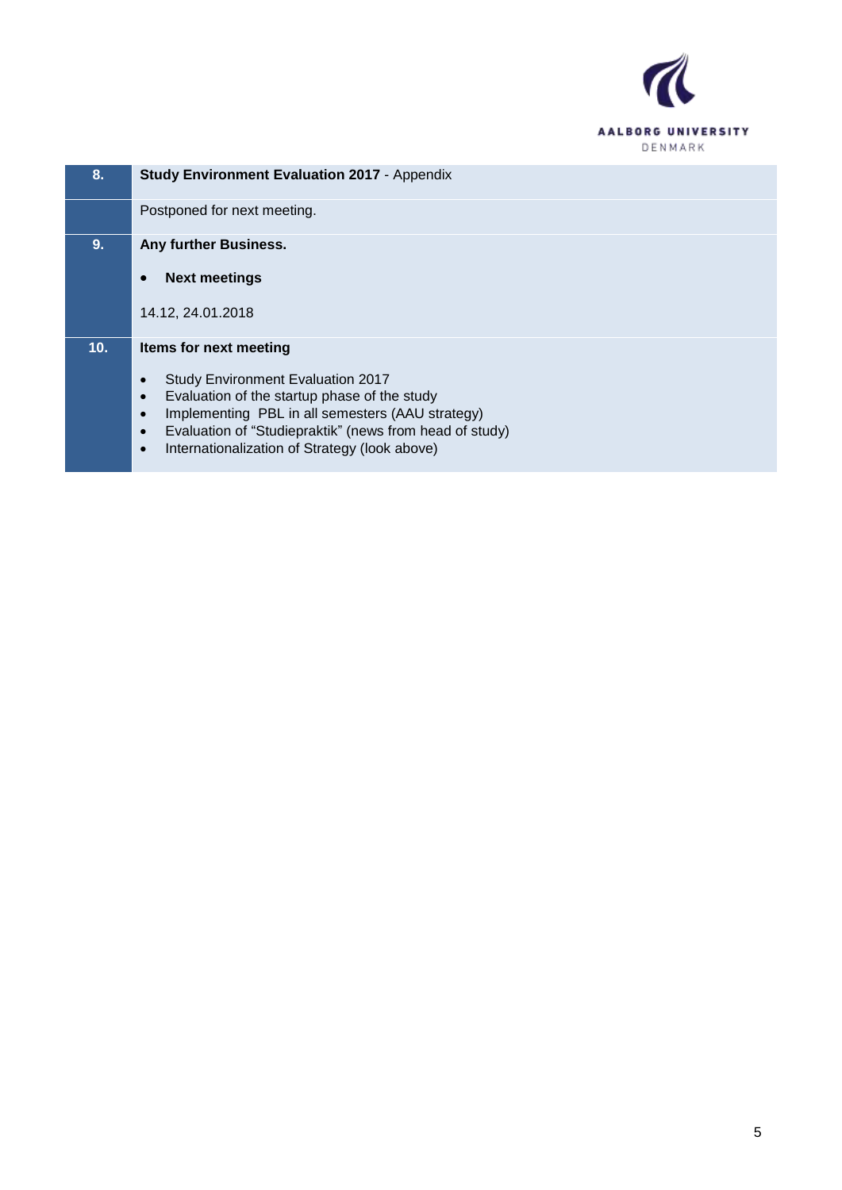| | |
|---|---|
| **8.** | **Study Environment Evaluation 2017** - Appendix |
| | Postponed for next meeting. |
| **9.** | **Any further Business.**<br><br>• **Next meetings**<br><br>14.12, 24.01.2018 |
| **10.** | **Items for next meeting**<br><br>• Study Environment Evaluation 2017<br>• Evaluation of the startup phase of the study<br>• Implementing PBL in all semesters (AAU strategy)<br>• Evaluation of “Studiepraktik” (news from head of study)<br>• Internationalization of Strategy (look above) |